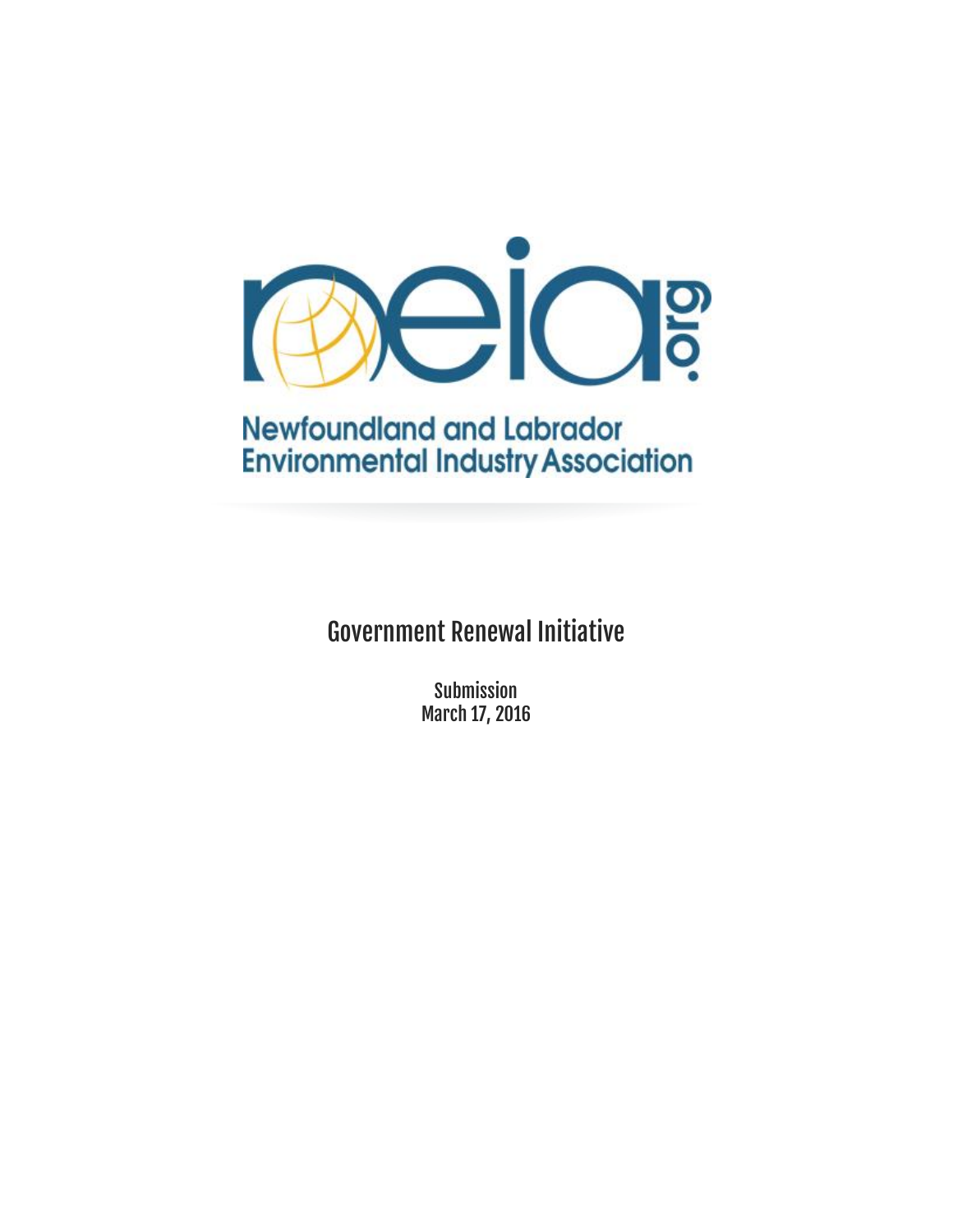Newfoundland and Labrador Environmental Industry Association

# Government Renewal Initiative

**Submission**
**March 17, 2016**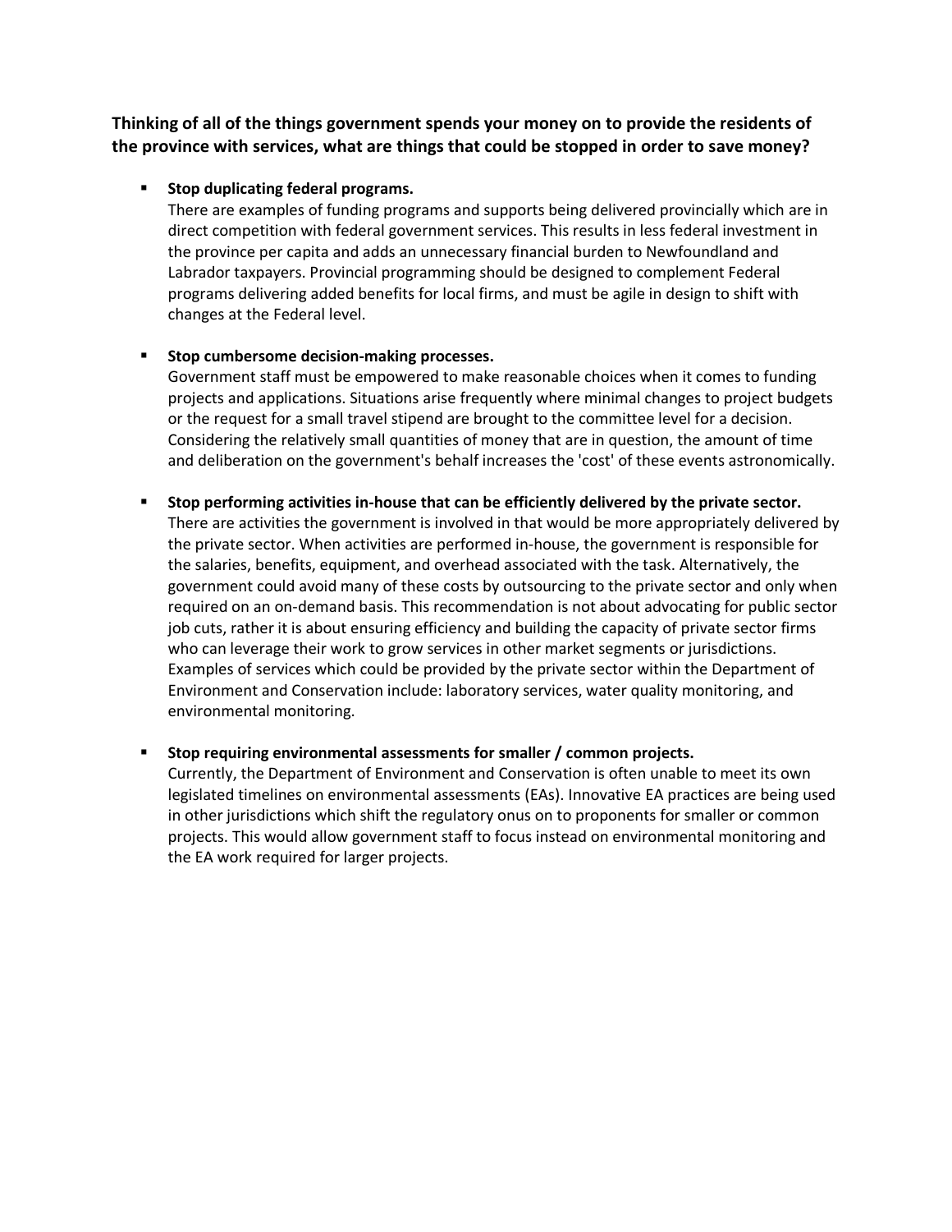**Thinking of all of the things government spends your money on to provide the residents of the province with services, what are things that could be stopped in order to save money?**

- **Stop duplicating federal programs.**
  There are examples of funding programs and supports being delivered provincially which are in direct competition with federal government services. This results in less federal investment in the province per capita and adds an unnecessary financial burden to Newfoundland and Labrador taxpayers. Provincial programming should be designed to complement Federal programs delivering added benefits for local firms, and must be agile in design to shift with changes at the Federal level.

- **Stop cumbersome decision-making processes.**
  Government staff must be empowered to make reasonable choices when it comes to funding projects and applications. Situations arise frequently where minimal changes to project budgets or the request for a small travel stipend are brought to the committee level for a decision. Considering the relatively small quantities of money that are in question, the amount of time and deliberation on the government's behalf increases the 'cost' of these events astronomically.

- **Stop performing activities in-house that can be efficiently delivered by the private sector.**
  There are activities the government is involved in that would be more appropriately delivered by the private sector. When activities are performed in-house, the government is responsible for the salaries, benefits, equipment, and overhead associated with the task. Alternatively, the government could avoid many of these costs by outsourcing to the private sector and only when required on an on-demand basis. This recommendation is not about advocating for public sector job cuts, rather it is about ensuring efficiency and building the capacity of private sector firms who can leverage their work to grow services in other market segments or jurisdictions. Examples of services which could be provided by the private sector within the Department of Environment and Conservation include: laboratory services, water quality monitoring, and environmental monitoring.

- **Stop requiring environmental assessments for smaller / common projects.**
  Currently, the Department of Environment and Conservation is often unable to meet its own legislated timelines on environmental assessments (EAs). Innovative EA practices are being used in other jurisdictions which shift the regulatory onus on to proponents for smaller or common projects. This would allow government staff to focus instead on environmental monitoring and the EA work required for larger projects.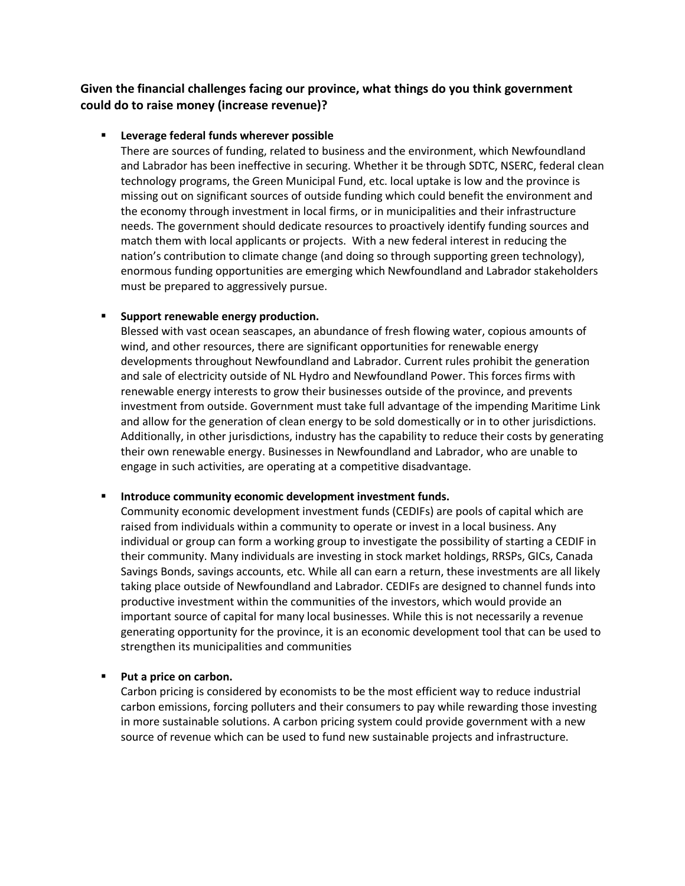### Given the financial challenges facing our province, what things do you think government could do to raise money (increase revenue)?

- **Leverage federal funds wherever possible**
  There are sources of funding, related to business and the environment, which Newfoundland and Labrador has been ineffective in securing. Whether it be through SDTC, NSERC, federal clean technology programs, the Green Municipal Fund, etc. local uptake is low and the province is missing out on significant sources of outside funding which could benefit the environment and the economy through investment in local firms, or in municipalities and their infrastructure needs. The government should dedicate resources to proactively identify funding sources and match them with local applicants or projects. With a new federal interest in reducing the nation's contribution to climate change (and doing so through supporting green technology), enormous funding opportunities are emerging which Newfoundland and Labrador stakeholders must be prepared to aggressively pursue.

- **Support renewable energy production.**
  Blessed with vast ocean seascapes, an abundance of fresh flowing water, copious amounts of wind, and other resources, there are significant opportunities for renewable energy developments throughout Newfoundland and Labrador. Current rules prohibit the generation and sale of electricity outside of NL Hydro and Newfoundland Power. This forces firms with renewable energy interests to grow their businesses outside of the province, and prevents investment from outside. Government must take full advantage of the impending Maritime Link and allow for the generation of clean energy to be sold domestically or in to other jurisdictions. Additionally, in other jurisdictions, industry has the capability to reduce their costs by generating their own renewable energy. Businesses in Newfoundland and Labrador, who are unable to engage in such activities, are operating at a competitive disadvantage.

- **Introduce community economic development investment funds.**
  Community economic development investment funds (CEDIFs) are pools of capital which are raised from individuals within a community to operate or invest in a local business. Any individual or group can form a working group to investigate the possibility of starting a CEDIF in their community. Many individuals are investing in stock market holdings, RRSPs, GICs, Canada Savings Bonds, savings accounts, etc. While all can earn a return, these investments are all likely taking place outside of Newfoundland and Labrador. CEDIFs are designed to channel funds into productive investment within the communities of the investors, which would provide an important source of capital for many local businesses. While this is not necessarily a revenue generating opportunity for the province, it is an economic development tool that can be used to strengthen its municipalities and communities

- **Put a price on carbon.**
  Carbon pricing is considered by economists to be the most efficient way to reduce industrial carbon emissions, forcing polluters and their consumers to pay while rewarding those investing in more sustainable solutions. A carbon pricing system could provide government with a new source of revenue which can be used to fund new sustainable projects and infrastructure.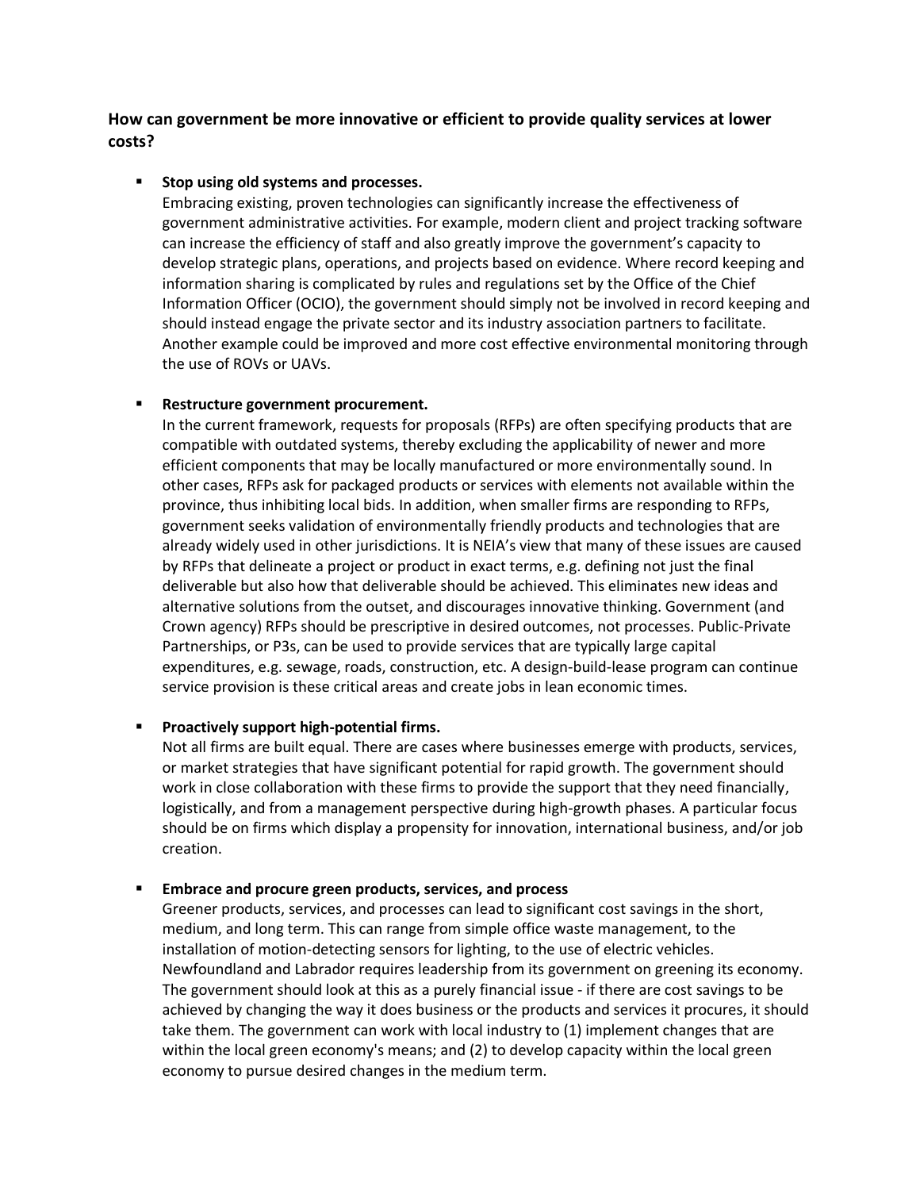### How can government be more innovative or efficient to provide quality services at lower costs?

- **Stop using old systems and processes.**
  Embracing existing, proven technologies can significantly increase the effectiveness of government administrative activities. For example, modern client and project tracking software can increase the efficiency of staff and also greatly improve the government's capacity to develop strategic plans, operations, and projects based on evidence. Where record keeping and information sharing is complicated by rules and regulations set by the Office of the Chief Information Officer (OCIO), the government should simply not be involved in record keeping and should instead engage the private sector and its industry association partners to facilitate. Another example could be improved and more cost effective environmental monitoring through the use of ROVs or UAVs.

- **Restructure government procurement.**
  In the current framework, requests for proposals (RFPs) are often specifying products that are compatible with outdated systems, thereby excluding the applicability of newer and more efficient components that may be locally manufactured or more environmentally sound. In other cases, RFPs ask for packaged products or services with elements not available within the province, thus inhibiting local bids. In addition, when smaller firms are responding to RFPs, government seeks validation of environmentally friendly products and technologies that are already widely used in other jurisdictions. It is NEIA's view that many of these issues are caused by RFPs that delineate a project or product in exact terms, e.g. defining not just the final deliverable but also how that deliverable should be achieved. This eliminates new ideas and alternative solutions from the outset, and discourages innovative thinking. Government (and Crown agency) RFPs should be prescriptive in desired outcomes, not processes. Public-Private Partnerships, or P3s, can be used to provide services that are typically large capital expenditures, e.g. sewage, roads, construction, etc. A design-build-lease program can continue service provision is these critical areas and create jobs in lean economic times.

- **Proactively support high-potential firms.**
  Not all firms are built equal. There are cases where businesses emerge with products, services, or market strategies that have significant potential for rapid growth. The government should work in close collaboration with these firms to provide the support that they need financially, logistically, and from a management perspective during high-growth phases. A particular focus should be on firms which display a propensity for innovation, international business, and/or job creation.

- **Embrace and procure green products, services, and process**
  Greener products, services, and processes can lead to significant cost savings in the short, medium, and long term. This can range from simple office waste management, to the installation of motion-detecting sensors for lighting, to the use of electric vehicles. Newfoundland and Labrador requires leadership from its government on greening its economy. The government should look at this as a purely financial issue - if there are cost savings to be achieved by changing the way it does business or the products and services it procures, it should take them. The government can work with local industry to (1) implement changes that are within the local green economy's means; and (2) to develop capacity within the local green economy to pursue desired changes in the medium term.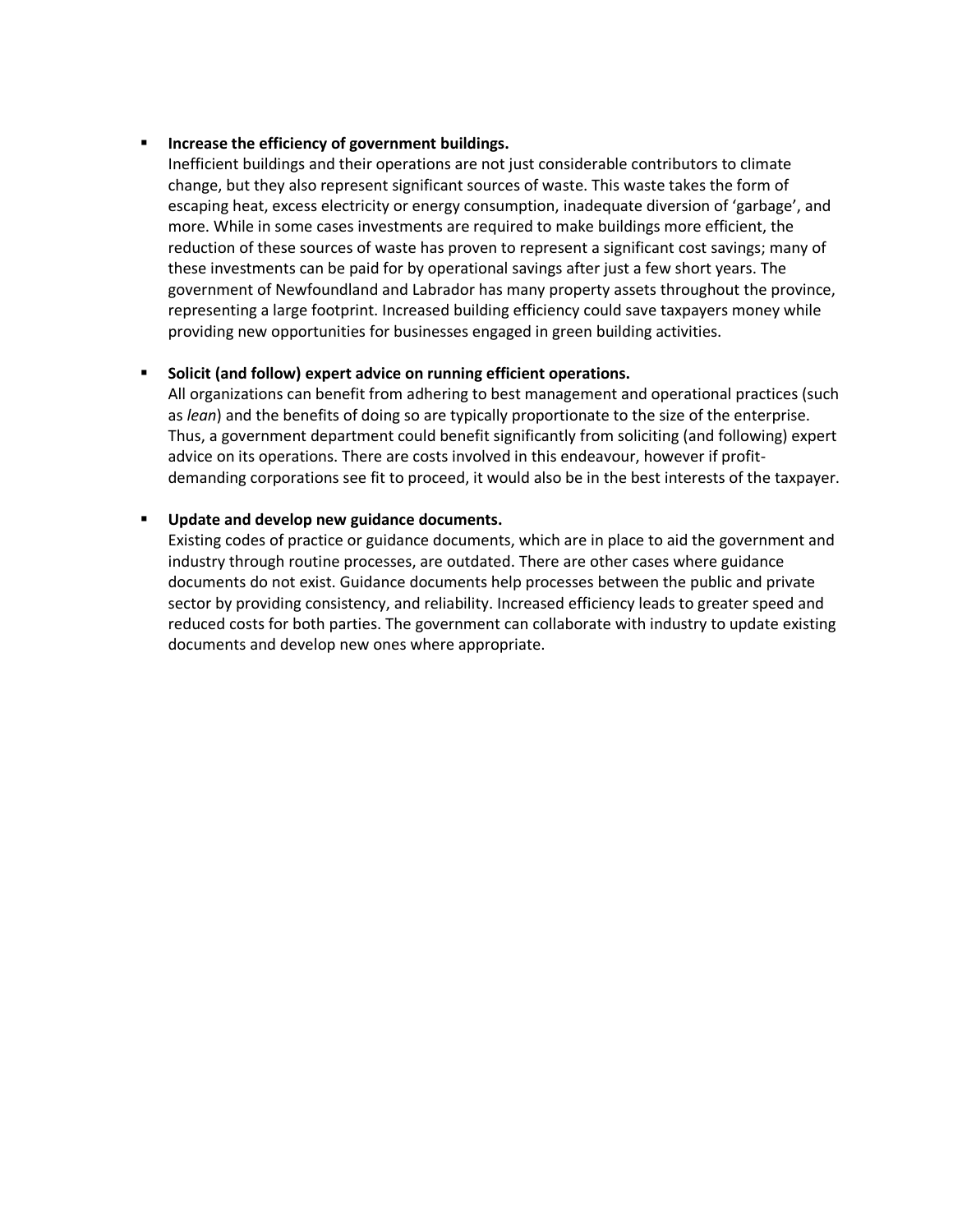- **Increase the efficiency of government buildings.**
  Inefficient buildings and their operations are not just considerable contributors to climate change, but they also represent significant sources of waste. This waste takes the form of escaping heat, excess electricity or energy consumption, inadequate diversion of 'garbage', and more. While in some cases investments are required to make buildings more efficient, the reduction of these sources of waste has proven to represent a significant cost savings; many of these investments can be paid for by operational savings after just a few short years. The government of Newfoundland and Labrador has many property assets throughout the province, representing a large footprint. Increased building efficiency could save taxpayers money while providing new opportunities for businesses engaged in green building activities.

- **Solicit (and follow) expert advice on running efficient operations.**
  All organizations can benefit from adhering to best management and operational practices (such as *lean*) and the benefits of doing so are typically proportionate to the size of the enterprise. Thus, a government department could benefit significantly from soliciting (and following) expert advice on its operations. There are costs involved in this endeavour, however if profit-demanding corporations see fit to proceed, it would also be in the best interests of the taxpayer.

- **Update and develop new guidance documents.**
  Existing codes of practice or guidance documents, which are in place to aid the government and industry through routine processes, are outdated. There are other cases where guidance documents do not exist. Guidance documents help processes between the public and private sector by providing consistency, and reliability. Increased efficiency leads to greater speed and reduced costs for both parties. The government can collaborate with industry to update existing documents and develop new ones where appropriate.